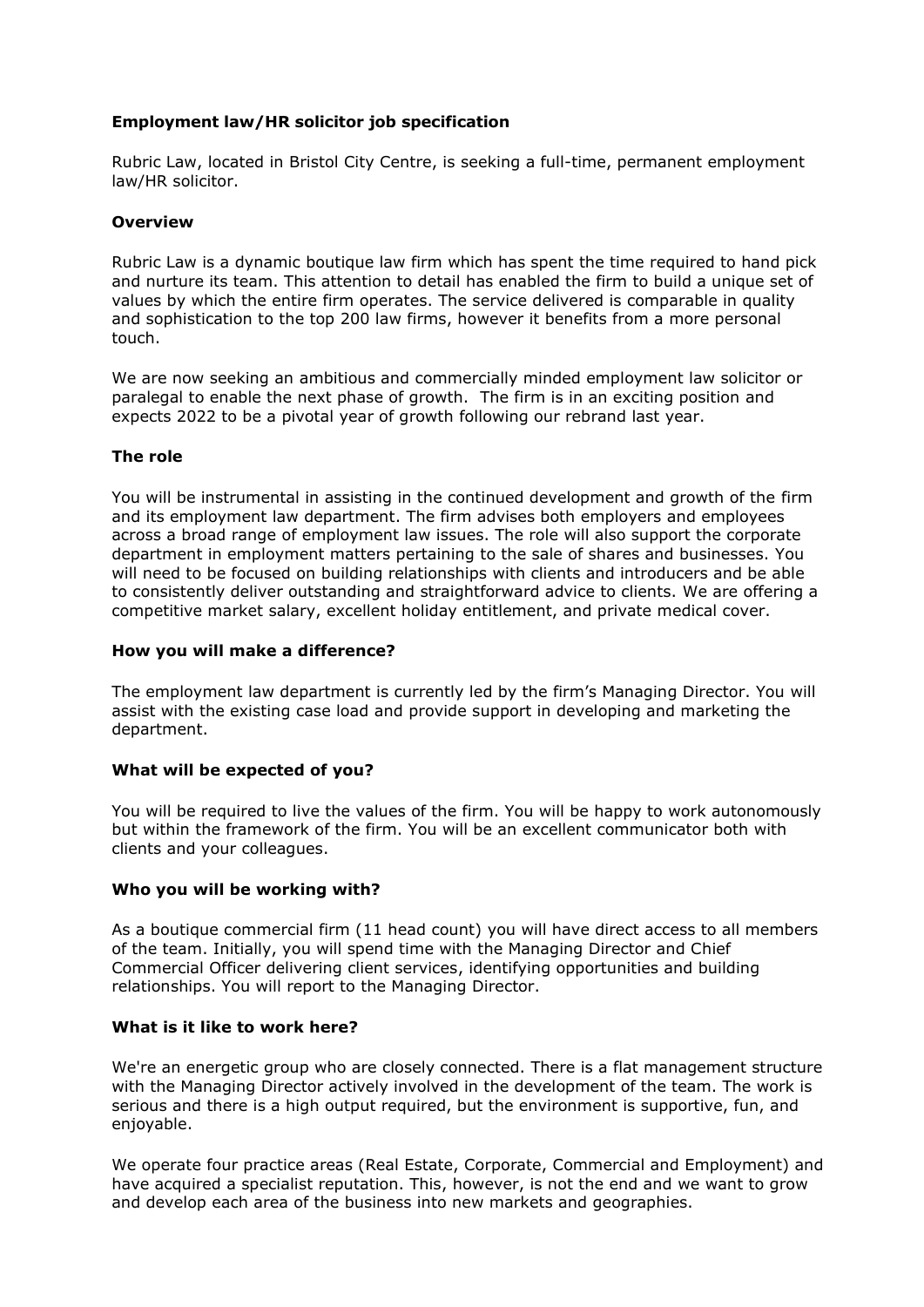**Employment law/HR solicitor job specification**

Rubric Law, located in Bristol City Centre, is seeking a full-time, permanent employment law/HR solicitor.

**Overview**

Rubric Law is a dynamic boutique law firm which has spent the time required to hand pick and nurture its team. This attention to detail has enabled the firm to build a unique set of values by which the entire firm operates. The service delivered is comparable in quality and sophistication to the top 200 law firms, however it benefits from a more personal touch.

We are now seeking an ambitious and commercially minded employment law solicitor or paralegal to enable the next phase of growth. The firm is in an exciting position and expects 2022 to be a pivotal year of growth following our rebrand last year.

**The role**

You will be instrumental in assisting in the continued development and growth of the firm and its employment law department. The firm advises both employers and employees across a broad range of employment law issues. The role will also support the corporate department in employment matters pertaining to the sale of shares and businesses. You will need to be focused on building relationships with clients and introducers and be able to consistently deliver outstanding and straightforward advice to clients. We are offering a competitive market salary, excellent holiday entitlement, and private medical cover.

**How you will make a difference?**

The employment law department is currently led by the firm's Managing Director. You will assist with the existing case load and provide support in developing and marketing the department.

**What will be expected of you?**

You will be required to live the values of the firm. You will be happy to work autonomously but within the framework of the firm. You will be an excellent communicator both with clients and your colleagues.

**Who you will be working with?**

As a boutique commercial firm (11 head count) you will have direct access to all members of the team. Initially, you will spend time with the Managing Director and Chief Commercial Officer delivering client services, identifying opportunities and building relationships. You will report to the Managing Director.

**What is it like to work here?**

We're an energetic group who are closely connected. There is a flat management structure with the Managing Director actively involved in the development of the team. The work is serious and there is a high output required, but the environment is supportive, fun, and enjoyable.

We operate four practice areas (Real Estate, Corporate, Commercial and Employment) and have acquired a specialist reputation. This, however, is not the end and we want to grow and develop each area of the business into new markets and geographies.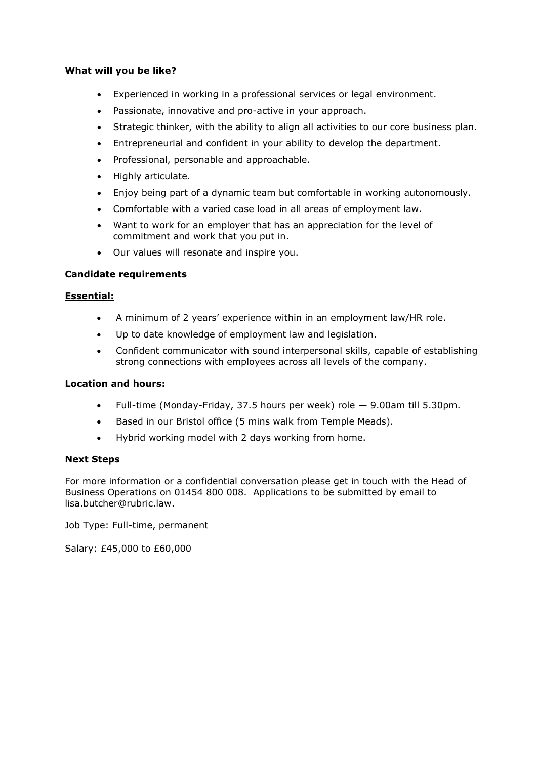**What will you be like?**

- Experienced in working in a professional services or legal environment.
- Passionate, innovative and pro-active in your approach.
- Strategic thinker, with the ability to align all activities to our core business plan.
- Entrepreneurial and confident in your ability to develop the department.
- Professional, personable and approachable.
- Highly articulate.
- Enjoy being part of a dynamic team but comfortable in working autonomously.
- Comfortable with a varied case load in all areas of employment law.
- Want to work for an employer that has an appreciation for the level of commitment and work that you put in.
- Our values will resonate and inspire you.

**Candidate requirements**

**<u>Essential:</u>**

- A minimum of 2 years' experience within in an employment law/HR role.
- Up to date knowledge of employment law and legislation.
- Confident communicator with sound interpersonal skills, capable of establishing strong connections with employees across all levels of the company.

**<u>Location and hours</u>:**

- Full-time (Monday-Friday, 37.5 hours per week) role — 9.00am till 5.30pm.
- Based in our Bristol office (5 mins walk from Temple Meads).
- Hybrid working model with 2 days working from home.

**Next Steps**

For more information or a confidential conversation please get in touch with the Head of Business Operations on 01454 800 008. Applications to be submitted by email to lisa.butcher@rubric.law.

Job Type: Full-time, permanent

Salary: £45,000 to £60,000